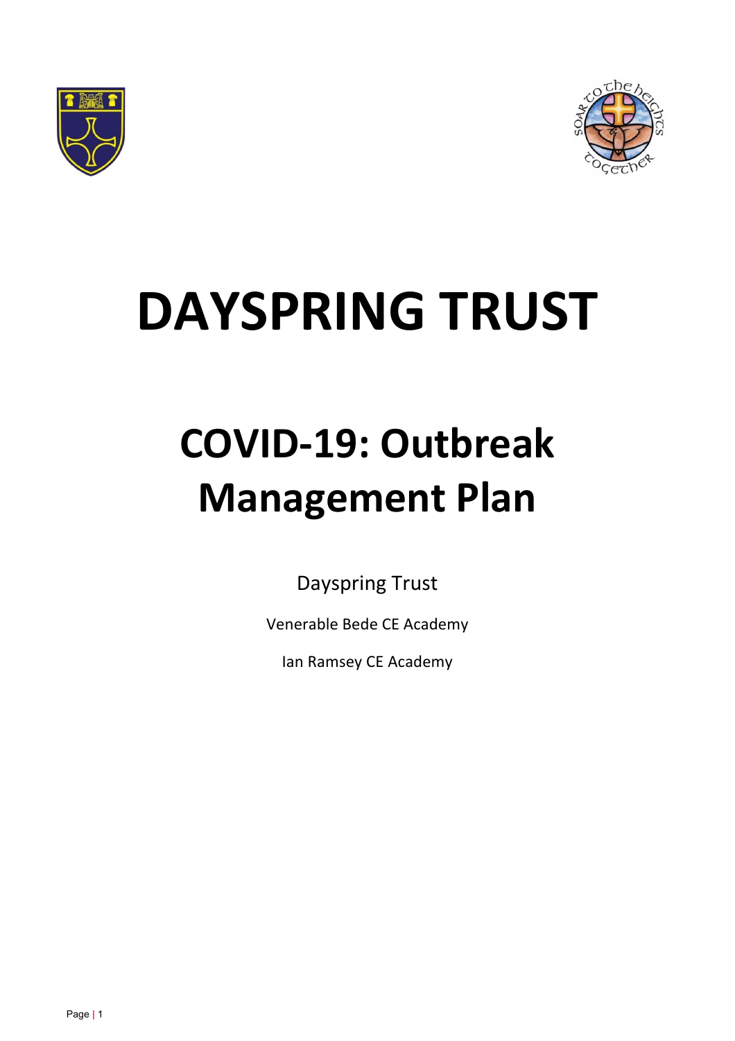# DAYSPRING TRUST

# COVID-19: Outbreak Management Plan

Dayspring Trust

Venerable Bede CE Academy

Ian Ramsey CE Academy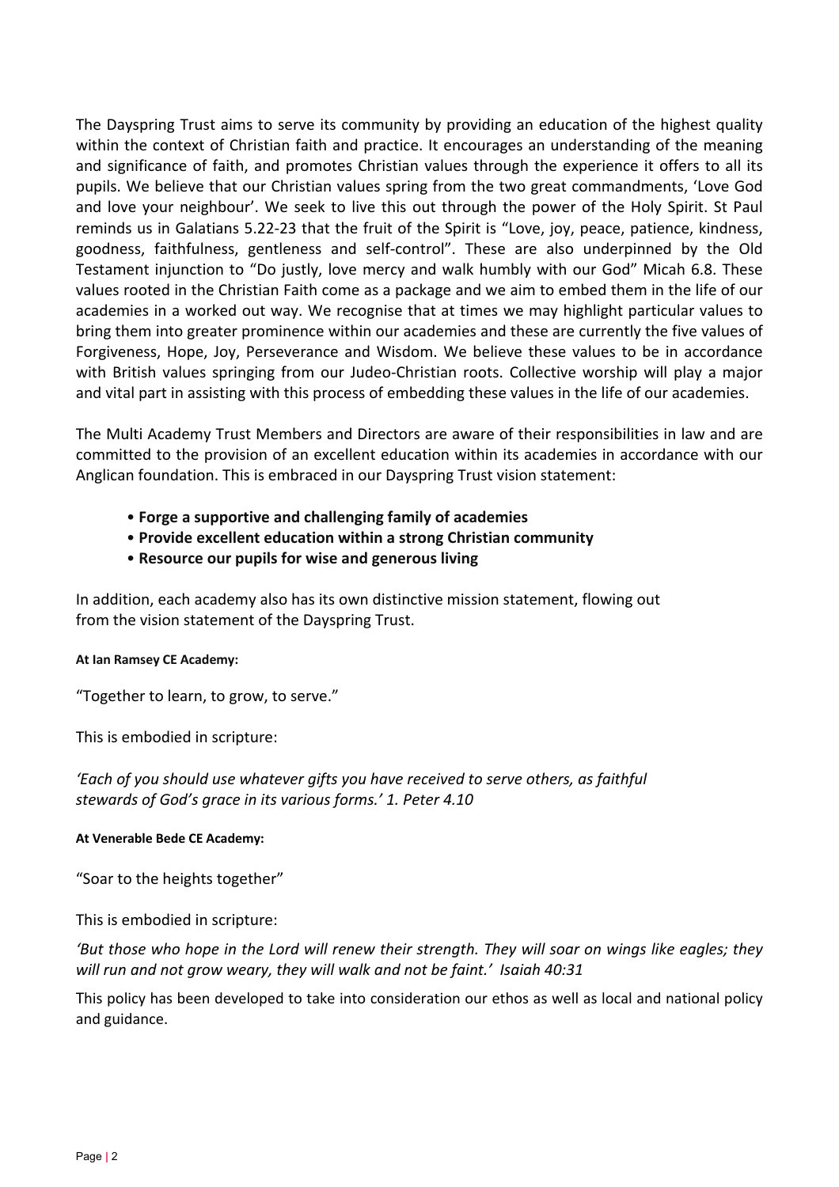The Dayspring Trust aims to serve its community by providing an education of the highest quality within the context of Christian faith and practice. It encourages an understanding of the meaning and significance of faith, and promotes Christian values through the experience it offers to all its pupils. We believe that our Christian values spring from the two great commandments, 'Love God and love your neighbour'. We seek to live this out through the power of the Holy Spirit. St Paul reminds us in Galatians 5.22-23 that the fruit of the Spirit is "Love, joy, peace, patience, kindness, goodness, faithfulness, gentleness and self-control". These are also underpinned by the Old Testament injunction to "Do justly, love mercy and walk humbly with our God" Micah 6.8. These values rooted in the Christian Faith come as a package and we aim to embed them in the life of our academies in a worked out way. We recognise that at times we may highlight particular values to bring them into greater prominence within our academies and these are currently the five values of Forgiveness, Hope, Joy, Perseverance and Wisdom. We believe these values to be in accordance with British values springing from our Judeo-Christian roots. Collective worship will play a major and vital part in assisting with this process of embedding these values in the life of our academies.

The Multi Academy Trust Members and Directors are aware of their responsibilities in law and are committed to the provision of an excellent education within its academies in accordance with our Anglican foundation. This is embraced in our Dayspring Trust vision statement:

- **Forge a supportive and challenging family of academies**
- **Provide excellent education within a strong Christian community**
- **Resource our pupils for wise and generous living**

In addition, each academy also has its own distinctive mission statement, flowing out from the vision statement of the Dayspring Trust.

**At Ian Ramsey CE Academy:**

"Together to learn, to grow, to serve."

This is embodied in scripture:

*'Each of you should use whatever gifts you have received to serve others, as faithful stewards of God's grace in its various forms.' 1. Peter 4.10*

**At Venerable Bede CE Academy:**

"Soar to the heights together"

This is embodied in scripture:

*'But those who hope in the Lord will renew their strength. They will soar on wings like eagles; they will run and not grow weary, they will walk and not be faint.' Isaiah 40:31*

This policy has been developed to take into consideration our ethos as well as local and national policy and guidance.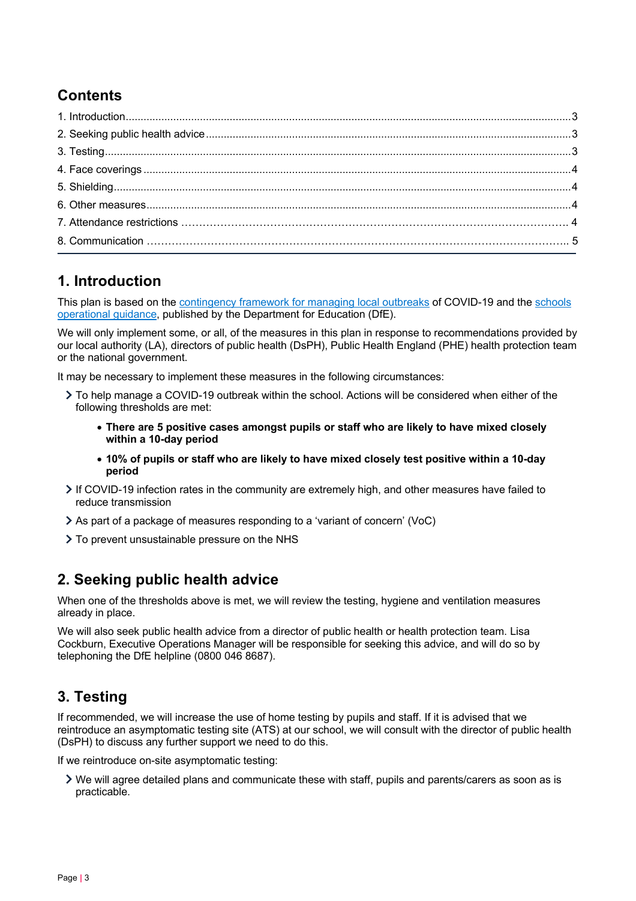## Contents

1. Introduction....3
2. Seeking public health advice....3
3. Testing....3
4. Face coverings....4
5. Shielding....4
6. Other measures....4
7. Attendance restrictions....4
8. Communication....5

## 1. Introduction

This plan is based on the contingency framework for managing local outbreaks of COVID-19 and the schools operational guidance, published by the Department for Education (DfE).

We will only implement some, or all, of the measures in this plan in response to recommendations provided by our local authority (LA), directors of public health (DsPH), Public Health England (PHE) health protection team or the national government.

It may be necessary to implement these measures in the following circumstances:

- To help manage a COVID-19 outbreak within the school. Actions will be considered when either of the following thresholds are met:
  - **There are 5 positive cases amongst pupils or staff who are likely to have mixed closely within a 10-day period**
  - **10% of pupils or staff who are likely to have mixed closely test positive within a 10-day period**
- If COVID-19 infection rates in the community are extremely high, and other measures have failed to reduce transmission
- As part of a package of measures responding to a 'variant of concern' (VoC)
- To prevent unsustainable pressure on the NHS

## 2. Seeking public health advice

When one of the thresholds above is met, we will review the testing, hygiene and ventilation measures already in place.

We will also seek public health advice from a director of public health or health protection team. Lisa Cockburn, Executive Operations Manager will be responsible for seeking this advice, and will do so by telephoning the DfE helpline (0800 046 8687).

## 3. Testing

If recommended, we will increase the use of home testing by pupils and staff. If it is advised that we reintroduce an asymptomatic testing site (ATS) at our school, we will consult with the director of public health (DsPH) to discuss any further support we need to do this.

If we reintroduce on-site asymptomatic testing:

- We will agree detailed plans and communicate these with staff, pupils and parents/carers as soon as is practicable.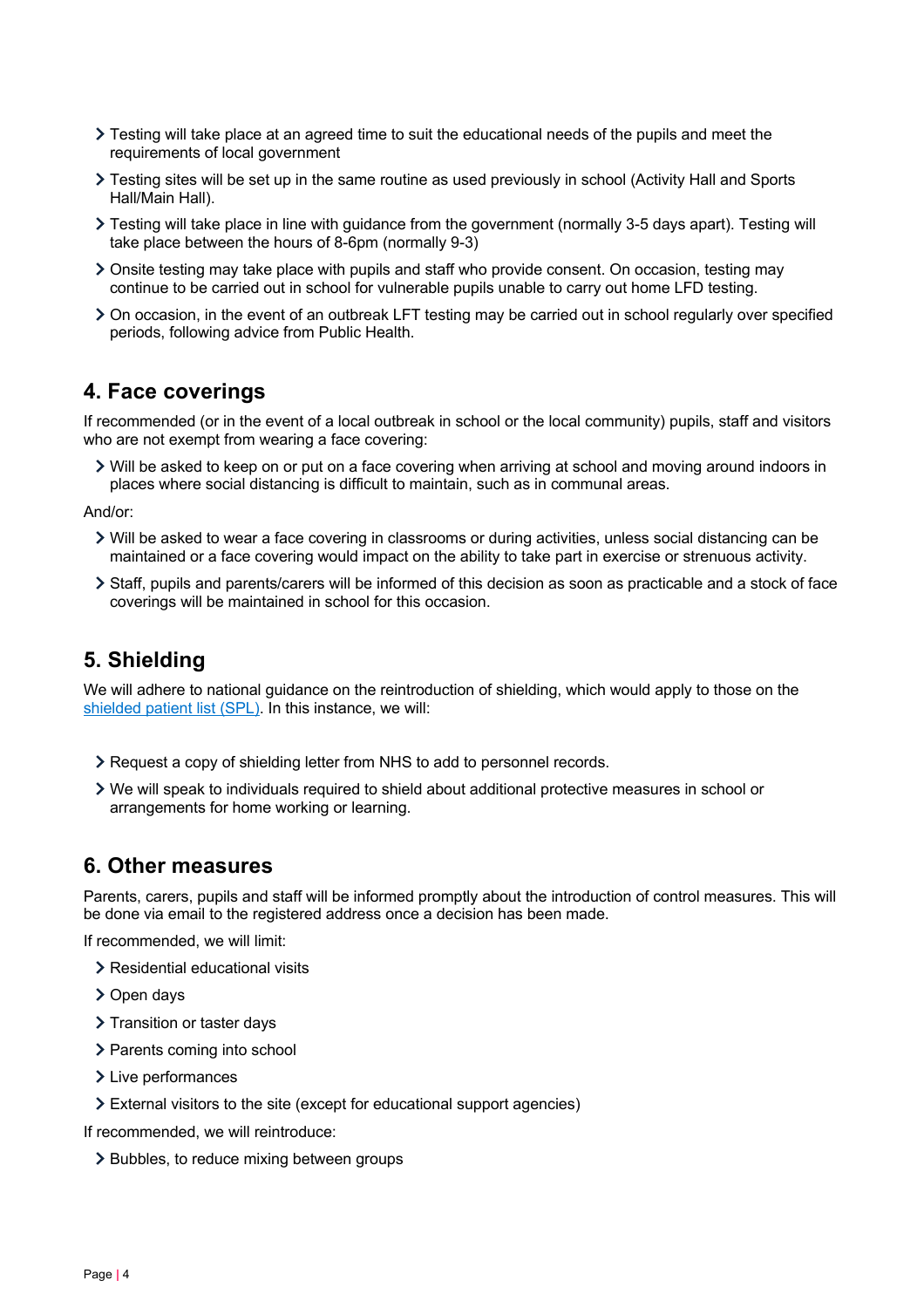- Testing will take place at an agreed time to suit the educational needs of the pupils and meet the requirements of local government
- Testing sites will be set up in the same routine as used previously in school (Activity Hall and Sports Hall/Main Hall).
- Testing will take place in line with guidance from the government (normally 3-5 days apart). Testing will take place between the hours of 8-6pm (normally 9-3)
- Onsite testing may take place with pupils and staff who provide consent. On occasion, testing may continue to be carried out in school for vulnerable pupils unable to carry out home LFD testing.
- On occasion, in the event of an outbreak LFT testing may be carried out in school regularly over specified periods, following advice from Public Health.

## 4. Face coverings

If recommended (or in the event of a local outbreak in school or the local community) pupils, staff and visitors who are not exempt from wearing a face covering:

- Will be asked to keep on or put on a face covering when arriving at school and moving around indoors in places where social distancing is difficult to maintain, such as in communal areas.

And/or:

- Will be asked to wear a face covering in classrooms or during activities, unless social distancing can be maintained or a face covering would impact on the ability to take part in exercise or strenuous activity.
- Staff, pupils and parents/carers will be informed of this decision as soon as practicable and a stock of face coverings will be maintained in school for this occasion.

## 5. Shielding

We will adhere to national guidance on the reintroduction of shielding, which would apply to those on the [shielded patient list (SPL)](). In this instance, we will:

- Request a copy of shielding letter from NHS to add to personnel records.
- We will speak to individuals required to shield about additional protective measures in school or arrangements for home working or learning.

## 6. Other measures

Parents, carers, pupils and staff will be informed promptly about the introduction of control measures. This will be done via email to the registered address once a decision has been made.

If recommended, we will limit:

- Residential educational visits
- Open days
- Transition or taster days
- Parents coming into school
- Live performances
- External visitors to the site (except for educational support agencies)

If recommended, we will reintroduce:

- Bubbles, to reduce mixing between groups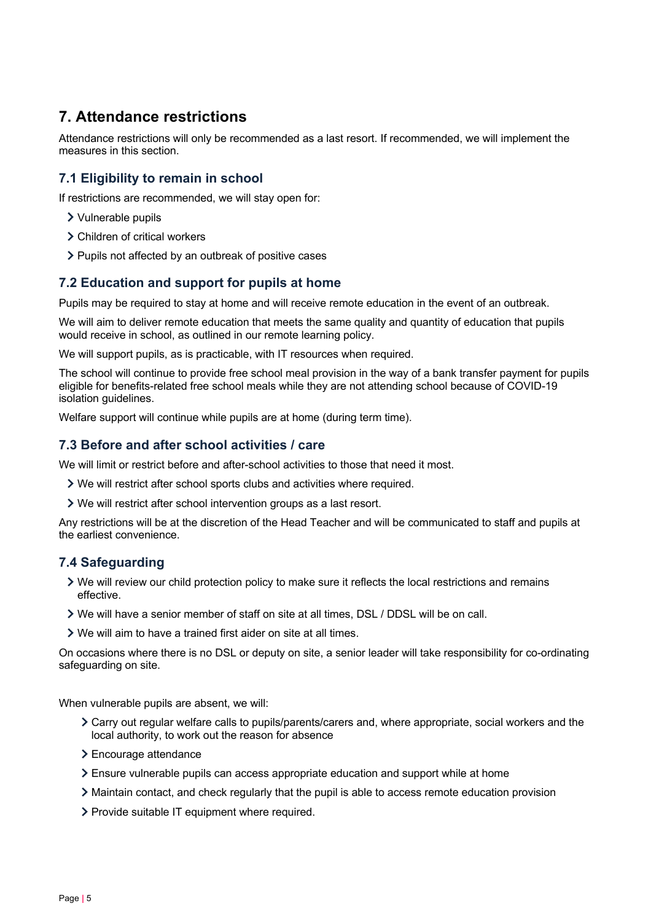## 7. Attendance restrictions

Attendance restrictions will only be recommended as a last resort. If recommended, we will implement the measures in this section.

### 7.1 Eligibility to remain in school

If restrictions are recommended, we will stay open for:

- Vulnerable pupils
- Children of critical workers
- Pupils not affected by an outbreak of positive cases

### 7.2 Education and support for pupils at home

Pupils may be required to stay at home and will receive remote education in the event of an outbreak.

We will aim to deliver remote education that meets the same quality and quantity of education that pupils would receive in school, as outlined in our remote learning policy.

We will support pupils, as is practicable, with IT resources when required.

The school will continue to provide free school meal provision in the way of a bank transfer payment for pupils eligible for benefits-related free school meals while they are not attending school because of COVID-19 isolation guidelines.

Welfare support will continue while pupils are at home (during term time).

### 7.3 Before and after school activities / care

We will limit or restrict before and after-school activities to those that need it most.

- We will restrict after school sports clubs and activities where required.
- We will restrict after school intervention groups as a last resort.

Any restrictions will be at the discretion of the Head Teacher and will be communicated to staff and pupils at the earliest convenience.

### 7.4 Safeguarding

- We will review our child protection policy to make sure it reflects the local restrictions and remains effective.
- We will have a senior member of staff on site at all times, DSL / DDSL will be on call.
- We will aim to have a trained first aider on site at all times.

On occasions where there is no DSL or deputy on site, a senior leader will take responsibility for co-ordinating safeguarding on site.

When vulnerable pupils are absent, we will:

- Carry out regular welfare calls to pupils/parents/carers and, where appropriate, social workers and the local authority, to work out the reason for absence
- Encourage attendance
- Ensure vulnerable pupils can access appropriate education and support while at home
- Maintain contact, and check regularly that the pupil is able to access remote education provision
- Provide suitable IT equipment where required.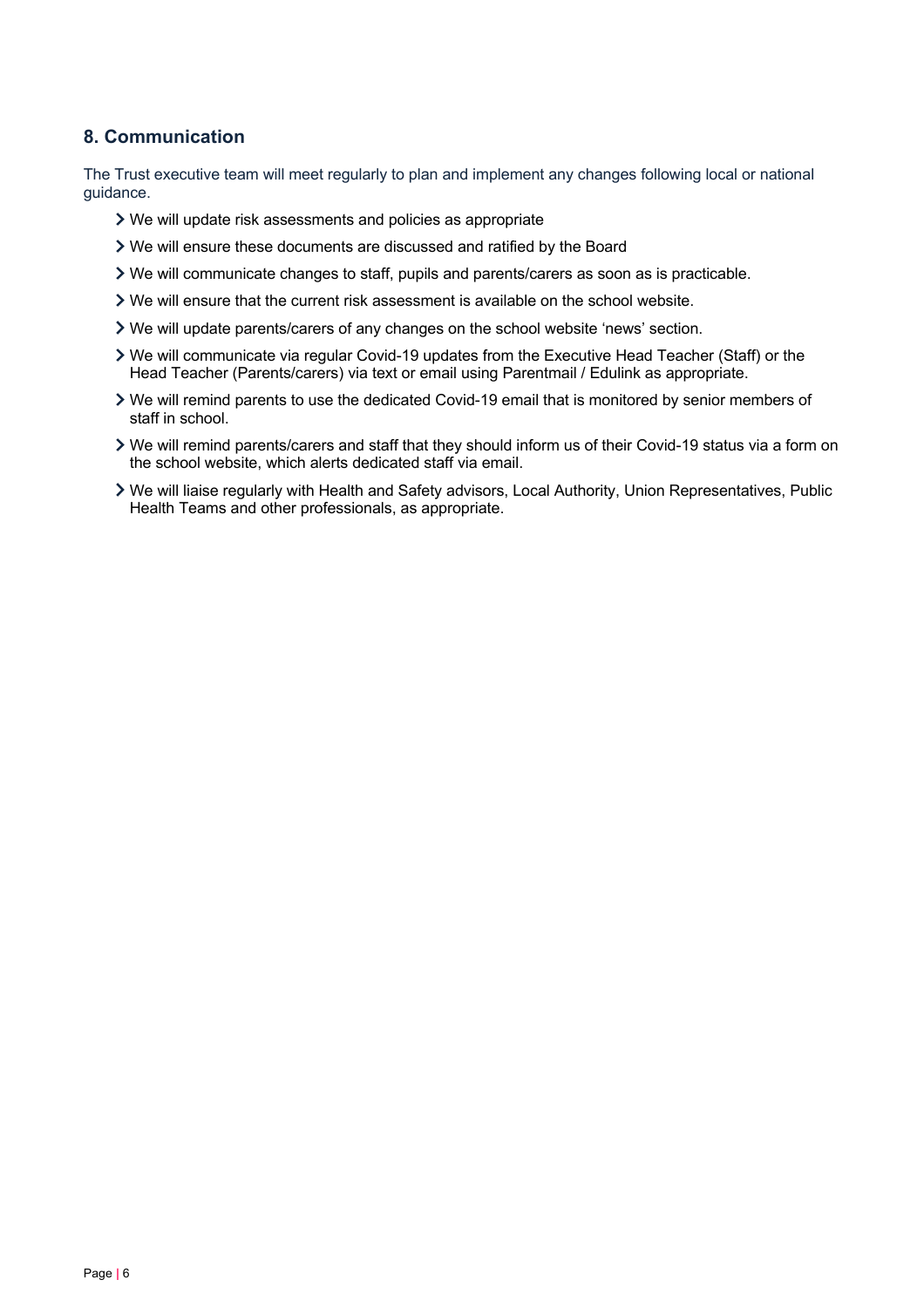## 8. Communication

The Trust executive team will meet regularly to plan and implement any changes following local or national guidance.

- We will update risk assessments and policies as appropriate
- We will ensure these documents are discussed and ratified by the Board
- We will communicate changes to staff, pupils and parents/carers as soon as is practicable.
- We will ensure that the current risk assessment is available on the school website.
- We will update parents/carers of any changes on the school website 'news' section.
- We will communicate via regular Covid-19 updates from the Executive Head Teacher (Staff) or the Head Teacher (Parents/carers) via text or email using Parentmail / Edulink as appropriate.
- We will remind parents to use the dedicated Covid-19 email that is monitored by senior members of staff in school.
- We will remind parents/carers and staff that they should inform us of their Covid-19 status via a form on the school website, which alerts dedicated staff via email.
- We will liaise regularly with Health and Safety advisors, Local Authority, Union Representatives, Public Health Teams and other professionals, as appropriate.